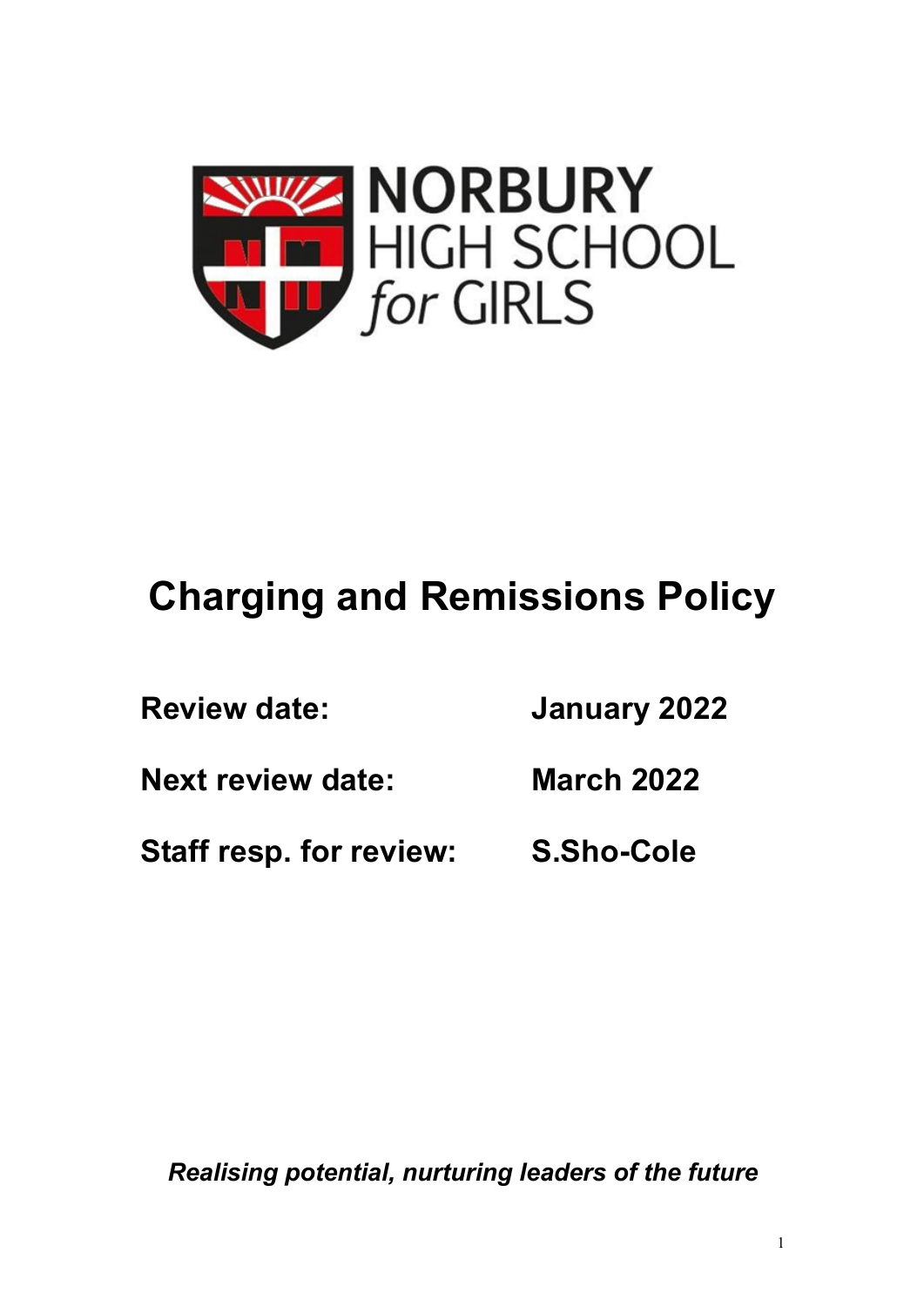NORBURY HIGH SCHOOL for GIRLS

# Charging and Remissions Policy

**Review date:** **January 2022**

**Next review date:** **March 2022**

**Staff resp. for review:** **S.Sho-Cole**

***Realising potential, nurturing leaders of the future***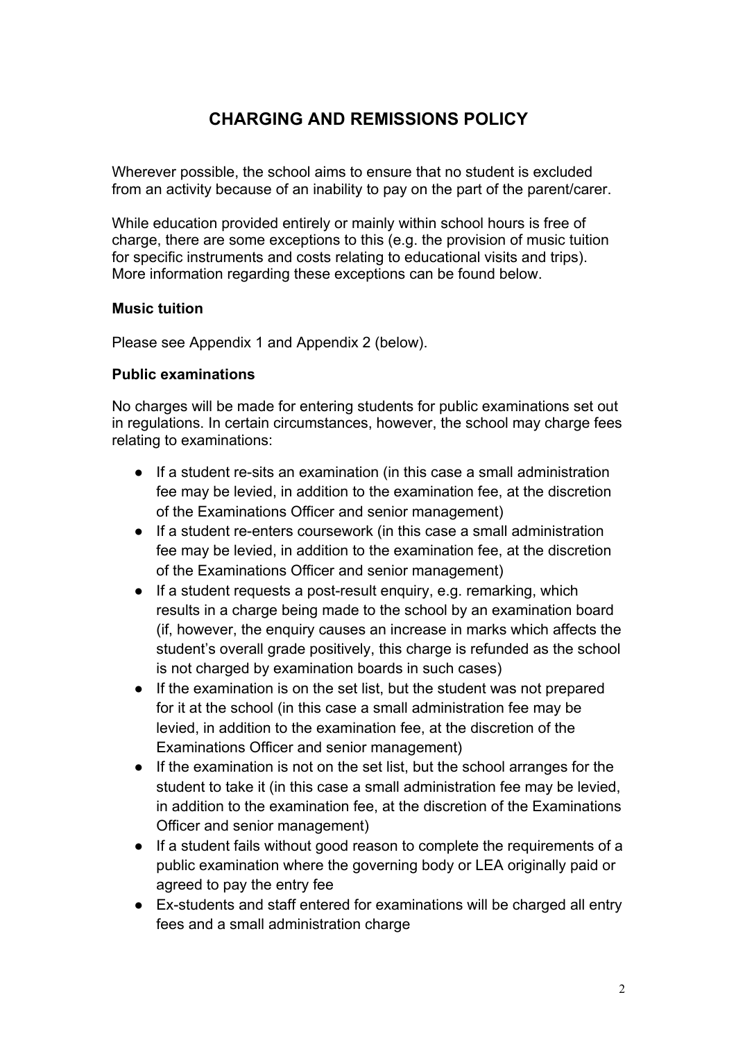# CHARGING AND REMISSIONS POLICY

Wherever possible, the school aims to ensure that no student is excluded from an activity because of an inability to pay on the part of the parent/carer.

While education provided entirely or mainly within school hours is free of charge, there are some exceptions to this (e.g. the provision of music tuition for specific instruments and costs relating to educational visits and trips). More information regarding these exceptions can be found below.

**Music tuition**

Please see Appendix 1 and Appendix 2 (below).

**Public examinations**

No charges will be made for entering students for public examinations set out in regulations. In certain circumstances, however, the school may charge fees relating to examinations:

- If a student re-sits an examination (in this case a small administration fee may be levied, in addition to the examination fee, at the discretion of the Examinations Officer and senior management)
- If a student re-enters coursework (in this case a small administration fee may be levied, in addition to the examination fee, at the discretion of the Examinations Officer and senior management)
- If a student requests a post-result enquiry, e.g. remarking, which results in a charge being made to the school by an examination board (if, however, the enquiry causes an increase in marks which affects the student's overall grade positively, this charge is refunded as the school is not charged by examination boards in such cases)
- If the examination is on the set list, but the student was not prepared for it at the school (in this case a small administration fee may be levied, in addition to the examination fee, at the discretion of the Examinations Officer and senior management)
- If the examination is not on the set list, but the school arranges for the student to take it (in this case a small administration fee may be levied, in addition to the examination fee, at the discretion of the Examinations Officer and senior management)
- If a student fails without good reason to complete the requirements of a public examination where the governing body or LEA originally paid or agreed to pay the entry fee
- Ex-students and staff entered for examinations will be charged all entry fees and a small administration charge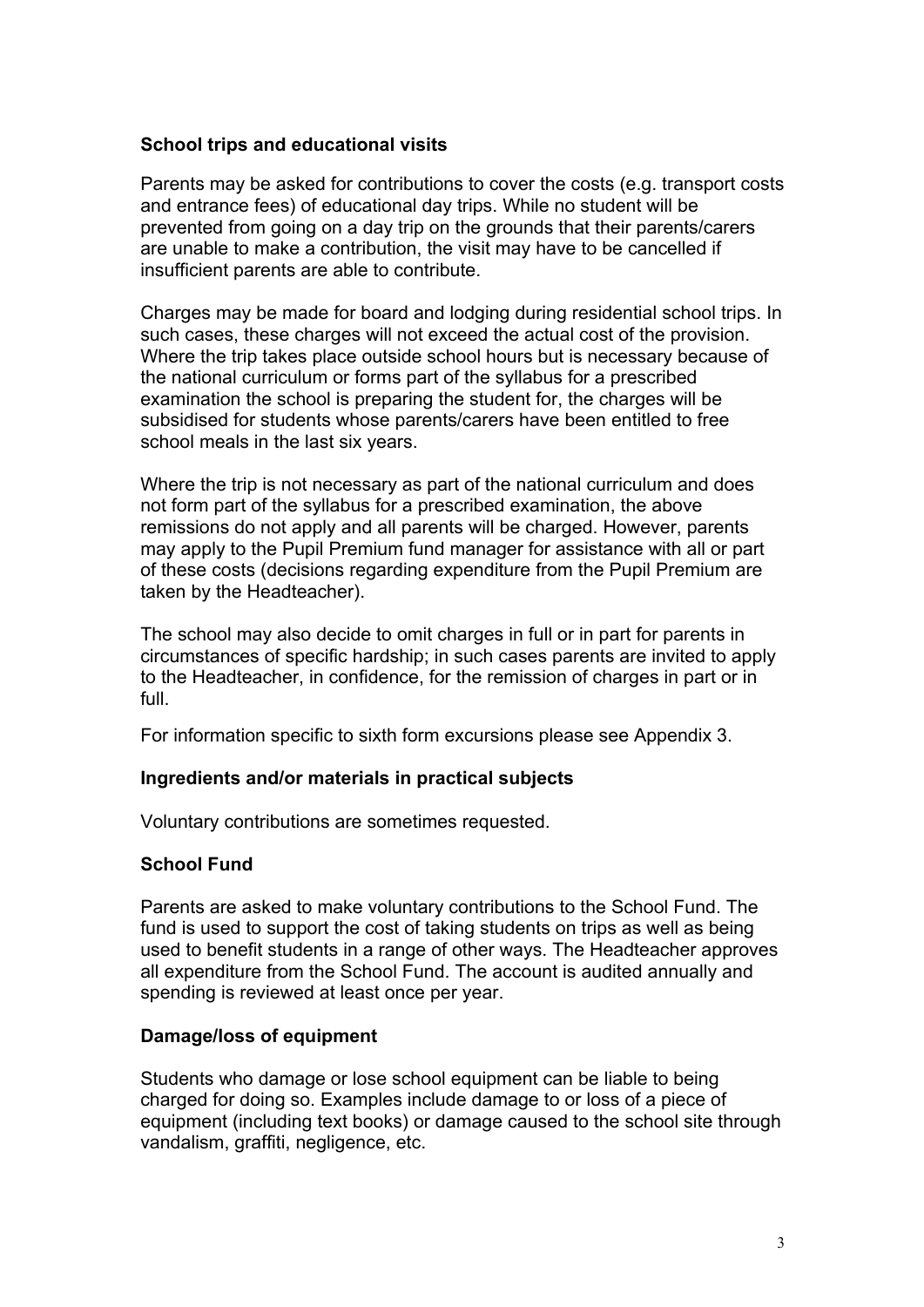### School trips and educational visits

Parents may be asked for contributions to cover the costs (e.g. transport costs and entrance fees) of educational day trips. While no student will be prevented from going on a day trip on the grounds that their parents/carers are unable to make a contribution, the visit may have to be cancelled if insufficient parents are able to contribute.

Charges may be made for board and lodging during residential school trips. In such cases, these charges will not exceed the actual cost of the provision. Where the trip takes place outside school hours but is necessary because of the national curriculum or forms part of the syllabus for a prescribed examination the school is preparing the student for, the charges will be subsidised for students whose parents/carers have been entitled to free school meals in the last six years.

Where the trip is not necessary as part of the national curriculum and does not form part of the syllabus for a prescribed examination, the above remissions do not apply and all parents will be charged. However, parents may apply to the Pupil Premium fund manager for assistance with all or part of these costs (decisions regarding expenditure from the Pupil Premium are taken by the Headteacher).

The school may also decide to omit charges in full or in part for parents in circumstances of specific hardship; in such cases parents are invited to apply to the Headteacher, in confidence, for the remission of charges in part or in full.

For information specific to sixth form excursions please see Appendix 3.

### Ingredients and/or materials in practical subjects

Voluntary contributions are sometimes requested.

### School Fund

Parents are asked to make voluntary contributions to the School Fund. The fund is used to support the cost of taking students on trips as well as being used to benefit students in a range of other ways. The Headteacher approves all expenditure from the School Fund. The account is audited annually and spending is reviewed at least once per year.

### Damage/loss of equipment

Students who damage or lose school equipment can be liable to being charged for doing so. Examples include damage to or loss of a piece of equipment (including text books) or damage caused to the school site through vandalism, graffiti, negligence, etc.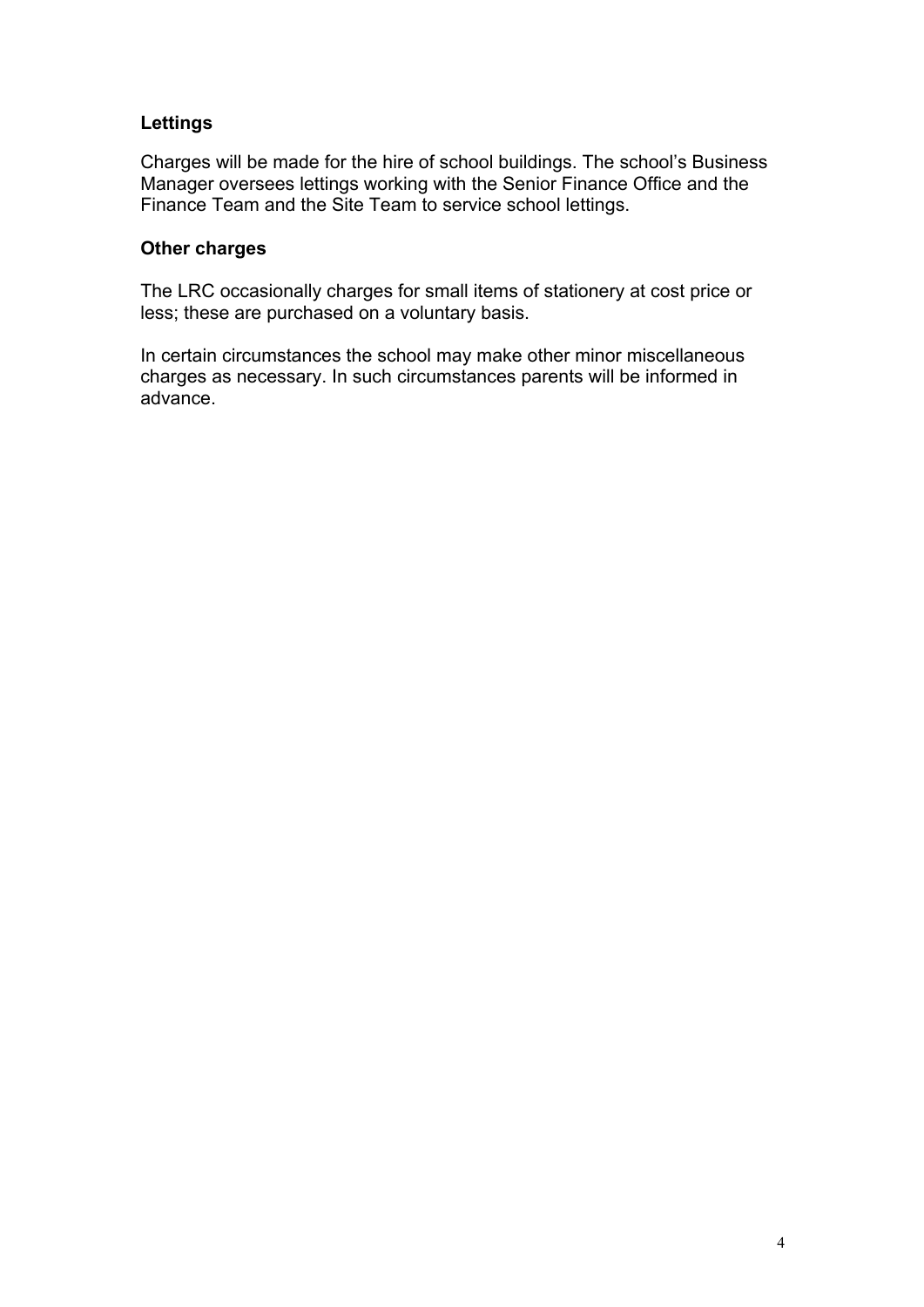### Lettings

Charges will be made for the hire of school buildings. The school's Business Manager oversees lettings working with the Senior Finance Office and the Finance Team and the Site Team to service school lettings.

### Other charges

The LRC occasionally charges for small items of stationery at cost price or less; these are purchased on a voluntary basis.

In certain circumstances the school may make other minor miscellaneous charges as necessary. In such circumstances parents will be informed in advance.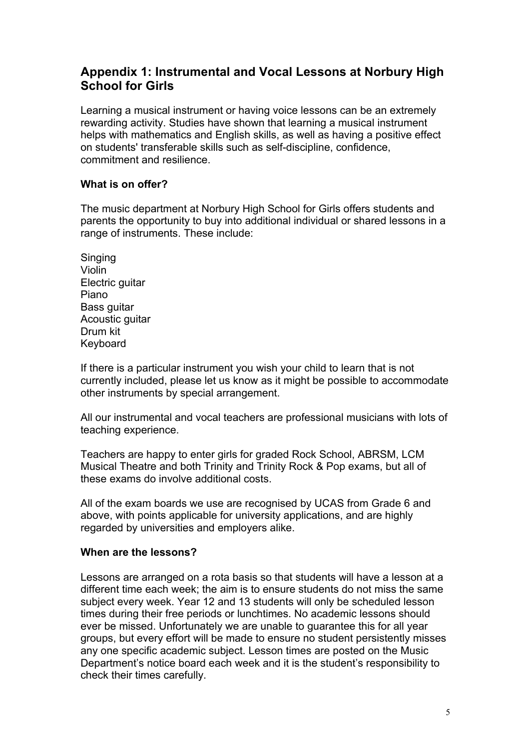## Appendix 1: Instrumental and Vocal Lessons at Norbury High School for Girls

Learning a musical instrument or having voice lessons can be an extremely rewarding activity. Studies have shown that learning a musical instrument helps with mathematics and English skills, as well as having a positive effect on students' transferable skills such as self-discipline, confidence, commitment and resilience.

**What is on offer?**

The music department at Norbury High School for Girls offers students and parents the opportunity to buy into additional individual or shared lessons in a range of instruments. These include:

Singing
Violin
Electric guitar
Piano
Bass guitar
Acoustic guitar
Drum kit
Keyboard

If there is a particular instrument you wish your child to learn that is not currently included, please let us know as it might be possible to accommodate other instruments by special arrangement.

All our instrumental and vocal teachers are professional musicians with lots of teaching experience.

Teachers are happy to enter girls for graded Rock School, ABRSM, LCM Musical Theatre and both Trinity and Trinity Rock & Pop exams, but all of these exams do involve additional costs.

All of the exam boards we use are recognised by UCAS from Grade 6 and above, with points applicable for university applications, and are highly regarded by universities and employers alike.

**When are the lessons?**

Lessons are arranged on a rota basis so that students will have a lesson at a different time each week; the aim is to ensure students do not miss the same subject every week. Year 12 and 13 students will only be scheduled lesson times during their free periods or lunchtimes. No academic lessons should ever be missed. Unfortunately we are unable to guarantee this for all year groups, but every effort will be made to ensure no student persistently misses any one specific academic subject. Lesson times are posted on the Music Department's notice board each week and it is the student's responsibility to check their times carefully.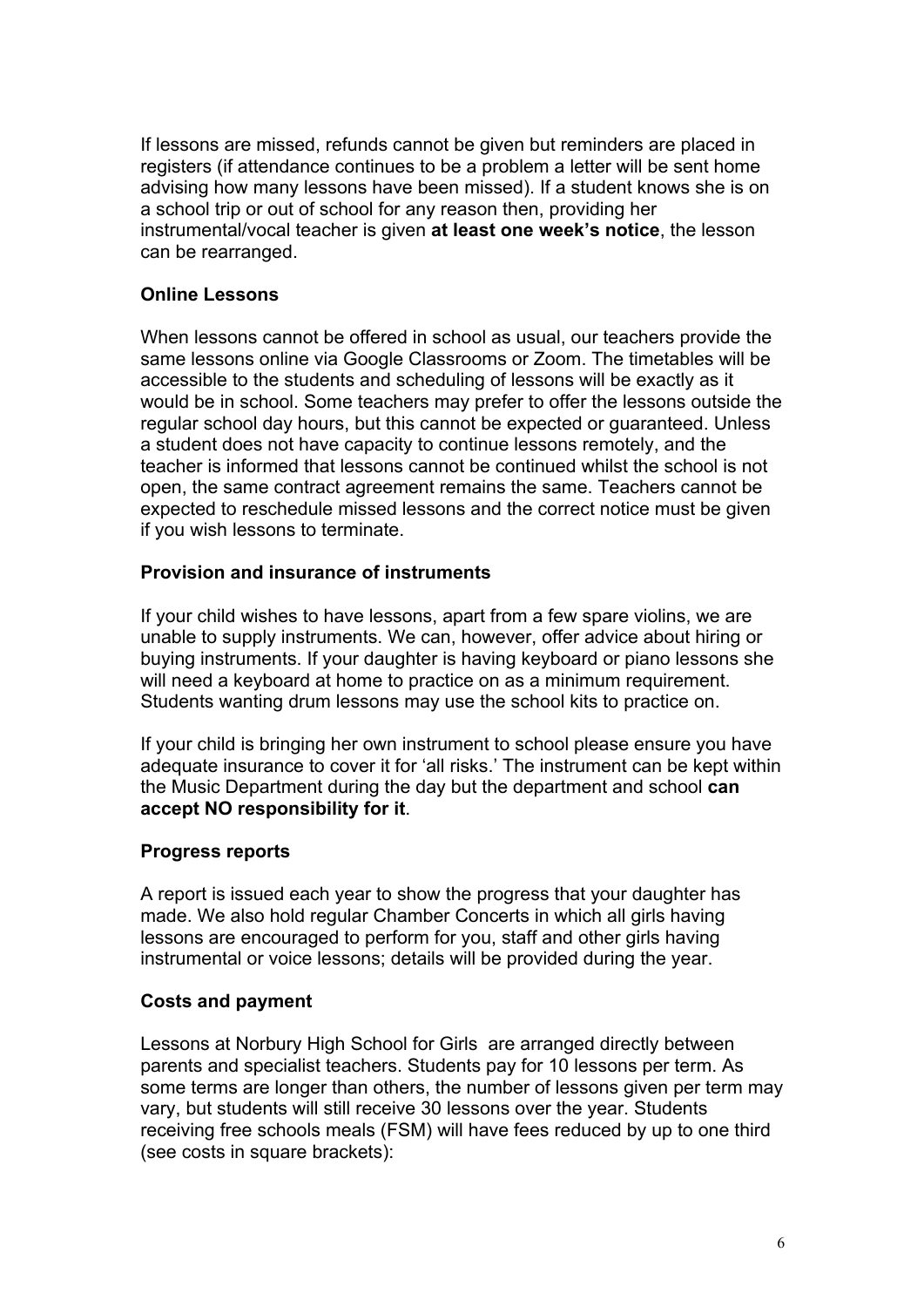If lessons are missed, refunds cannot be given but reminders are placed in registers (if attendance continues to be a problem a letter will be sent home advising how many lessons have been missed). If a student knows she is on a school trip or out of school for any reason then, providing her instrumental/vocal teacher is given **at least one week's notice**, the lesson can be rearranged.

### Online Lessons

When lessons cannot be offered in school as usual, our teachers provide the same lessons online via Google Classrooms or Zoom. The timetables will be accessible to the students and scheduling of lessons will be exactly as it would be in school. Some teachers may prefer to offer the lessons outside the regular school day hours, but this cannot be expected or guaranteed. Unless a student does not have capacity to continue lessons remotely, and the teacher is informed that lessons cannot be continued whilst the school is not open, the same contract agreement remains the same. Teachers cannot be expected to reschedule missed lessons and the correct notice must be given if you wish lessons to terminate.

### Provision and insurance of instruments

If your child wishes to have lessons, apart from a few spare violins, we are unable to supply instruments. We can, however, offer advice about hiring or buying instruments. If your daughter is having keyboard or piano lessons she will need a keyboard at home to practice on as a minimum requirement. Students wanting drum lessons may use the school kits to practice on.

If your child is bringing her own instrument to school please ensure you have adequate insurance to cover it for 'all risks.' The instrument can be kept within the Music Department during the day but the department and school **can accept NO responsibility for it**.

### Progress reports

A report is issued each year to show the progress that your daughter has made. We also hold regular Chamber Concerts in which all girls having lessons are encouraged to perform for you, staff and other girls having instrumental or voice lessons; details will be provided during the year.

### Costs and payment

Lessons at Norbury High School for Girls are arranged directly between parents and specialist teachers. Students pay for 10 lessons per term. As some terms are longer than others, the number of lessons given per term may vary, but students will still receive 30 lessons over the year. Students receiving free schools meals (FSM) will have fees reduced by up to one third (see costs in square brackets):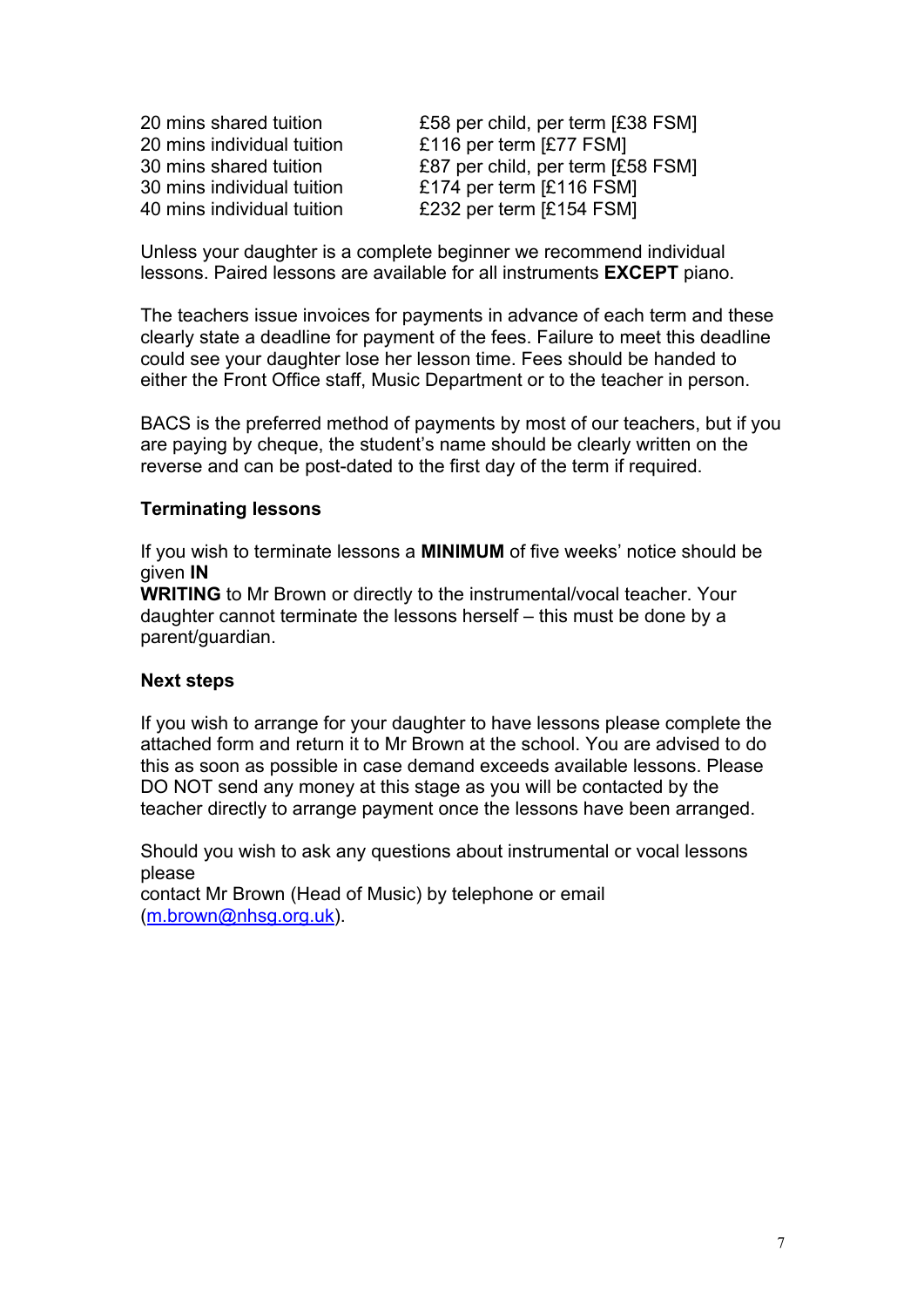| | |
|---|---|
| 20 mins shared tuition | £58 per child, per term [£38 FSM] |
| 20 mins individual tuition | £116 per term [£77 FSM] |
| 30 mins shared tuition | £87 per child, per term [£58 FSM] |
| 30 mins individual tuition | £174 per term [£116 FSM] |
| 40 mins individual tuition | £232 per term [£154 FSM] |

Unless your daughter is a complete beginner we recommend individual lessons. Paired lessons are available for all instruments **EXCEPT** piano.

The teachers issue invoices for payments in advance of each term and these clearly state a deadline for payment of the fees. Failure to meet this deadline could see your daughter lose her lesson time. Fees should be handed to either the Front Office staff, Music Department or to the teacher in person.

BACS is the preferred method of payments by most of our teachers, but if you are paying by cheque, the student's name should be clearly written on the reverse and can be post-dated to the first day of the term if required.

**Terminating lessons**

If you wish to terminate lessons a **MINIMUM** of five weeks' notice should be given **IN WRITING** to Mr Brown or directly to the instrumental/vocal teacher. Your daughter cannot terminate the lessons herself – this must be done by a parent/guardian.

**Next steps**

If you wish to arrange for your daughter to have lessons please complete the attached form and return it to Mr Brown at the school. You are advised to do this as soon as possible in case demand exceeds available lessons. Please DO NOT send any money at this stage as you will be contacted by the teacher directly to arrange payment once the lessons have been arranged.

Should you wish to ask any questions about instrumental or vocal lessons please contact Mr Brown (Head of Music) by telephone or email (m.brown@nhsg.org.uk).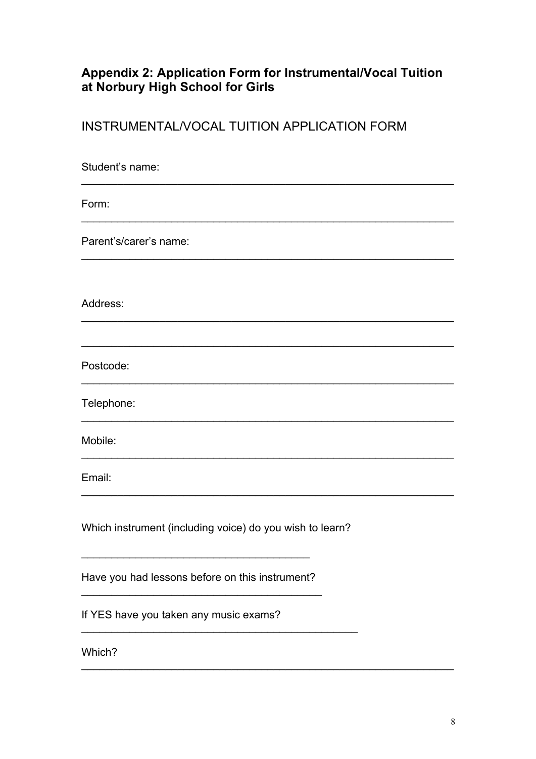## Appendix 2: Application Form for Instrumental/Vocal Tuition at Norbury High School for Girls

INSTRUMENTAL/VOCAL TUITION APPLICATION FORM

Student's name:

______________________________________________________________

Form:

______________________________________________________________

Parent's/carer's name:

______________________________________________________________

Address:

______________________________________________________________

______________________________________________________________

Postcode:

______________________________________________________________

Telephone:

______________________________________________________________

Mobile:

______________________________________________________________

Email:

______________________________________________________________

Which instrument (including voice) do you wish to learn?

______________________________________

Have you had lessons before on this instrument?

________________________________________

If YES have you taken any music exams?

______________________________________________

Which?

______________________________________________________________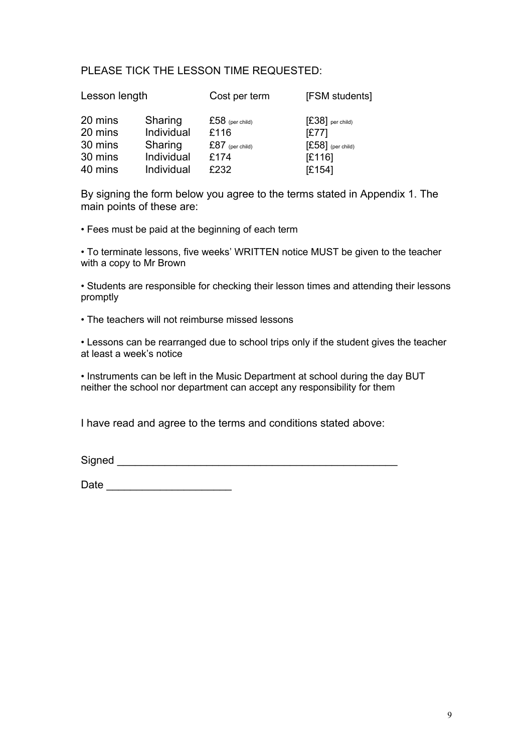PLEASE TICK THE LESSON TIME REQUESTED:

| Lesson length | | Cost per term | [FSM students] |
|---|---|---|---|
| 20 mins | Sharing | £58 (per child) | [£38] per child) |
| 20 mins | Individual | £116 | [£77] |
| 30 mins | Sharing | £87 (per child) | [£58] (per child) |
| 30 mins | Individual | £174 | [£116] |
| 40 mins | Individual | £232 | [£154] |

By signing the form below you agree to the terms stated in Appendix 1. The main points of these are:

- Fees must be paid at the beginning of each term
- To terminate lessons, five weeks' WRITTEN notice MUST be given to the teacher with a copy to Mr Brown
- Students are responsible for checking their lesson times and attending their lessons promptly
- The teachers will not reimburse missed lessons
- Lessons can be rearranged due to school trips only if the student gives the teacher at least a week's notice
- Instruments can be left in the Music Department at school during the day BUT neither the school nor department can accept any responsibility for them

I have read and agree to the terms and conditions stated above:

Signed _______________________________________________

Date ____________________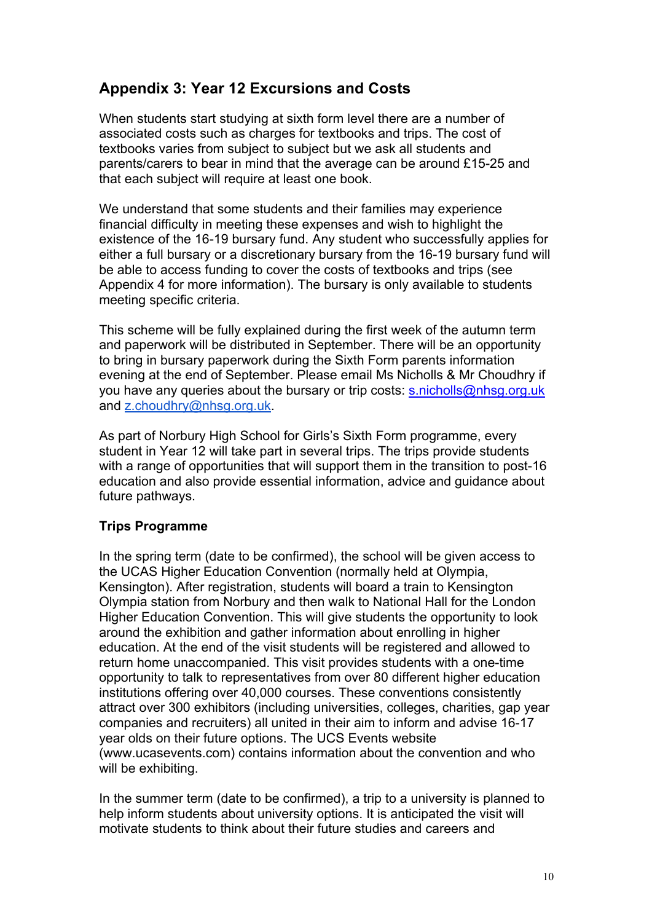## Appendix 3: Year 12 Excursions and Costs

When students start studying at sixth form level there are a number of associated costs such as charges for textbooks and trips. The cost of textbooks varies from subject to subject but we ask all students and parents/carers to bear in mind that the average can be around £15-25 and that each subject will require at least one book.

We understand that some students and their families may experience financial difficulty in meeting these expenses and wish to highlight the existence of the 16-19 bursary fund. Any student who successfully applies for either a full bursary or a discretionary bursary from the 16-19 bursary fund will be able to access funding to cover the costs of textbooks and trips (see Appendix 4 for more information). The bursary is only available to students meeting specific criteria.

This scheme will be fully explained during the first week of the autumn term and paperwork will be distributed in September. There will be an opportunity to bring in bursary paperwork during the Sixth Form parents information evening at the end of September. Please email Ms Nicholls & Mr Choudhry if you have any queries about the bursary or trip costs: [s.nicholls@nhsg.org.uk](mailto:s.nicholls@nhsg.org.uk) and [z.choudhry@nhsg.org.uk](mailto:z.choudhry@nhsg.org.uk).

As part of Norbury High School for Girls's Sixth Form programme, every student in Year 12 will take part in several trips. The trips provide students with a range of opportunities that will support them in the transition to post-16 education and also provide essential information, advice and guidance about future pathways.

**Trips Programme**

In the spring term (date to be confirmed), the school will be given access to the UCAS Higher Education Convention (normally held at Olympia, Kensington). After registration, students will board a train to Kensington Olympia station from Norbury and then walk to National Hall for the London Higher Education Convention. This will give students the opportunity to look around the exhibition and gather information about enrolling in higher education. At the end of the visit students will be registered and allowed to return home unaccompanied. This visit provides students with a one-time opportunity to talk to representatives from over 80 different higher education institutions offering over 40,000 courses. These conventions consistently attract over 300 exhibitors (including universities, colleges, charities, gap year companies and recruiters) all united in their aim to inform and advise 16-17 year olds on their future options. The UCS Events website (www.ucasevents.com) contains information about the convention and who will be exhibiting.

In the summer term (date to be confirmed), a trip to a university is planned to help inform students about university options. It is anticipated the visit will motivate students to think about their future studies and careers and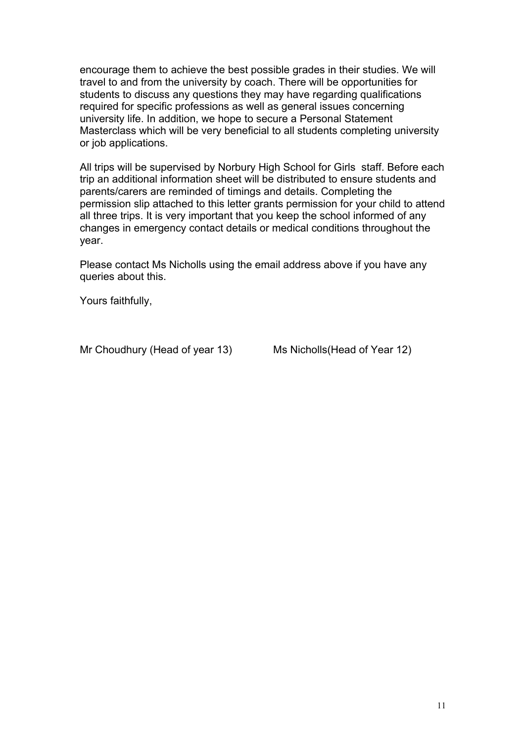encourage them to achieve the best possible grades in their studies. We will travel to and from the university by coach. There will be opportunities for students to discuss any questions they may have regarding qualifications required for specific professions as well as general issues concerning university life. In addition, we hope to secure a Personal Statement Masterclass which will be very beneficial to all students completing university or job applications.

All trips will be supervised by Norbury High School for Girls staff. Before each trip an additional information sheet will be distributed to ensure students and parents/carers are reminded of timings and details. Completing the permission slip attached to this letter grants permission for your child to attend all three trips. It is very important that you keep the school informed of any changes in emergency contact details or medical conditions throughout the year.

Please contact Ms Nicholls using the email address above if you have any queries about this.

Yours faithfully,

Mr Choudhury (Head of year 13)          Ms Nicholls(Head of Year 12)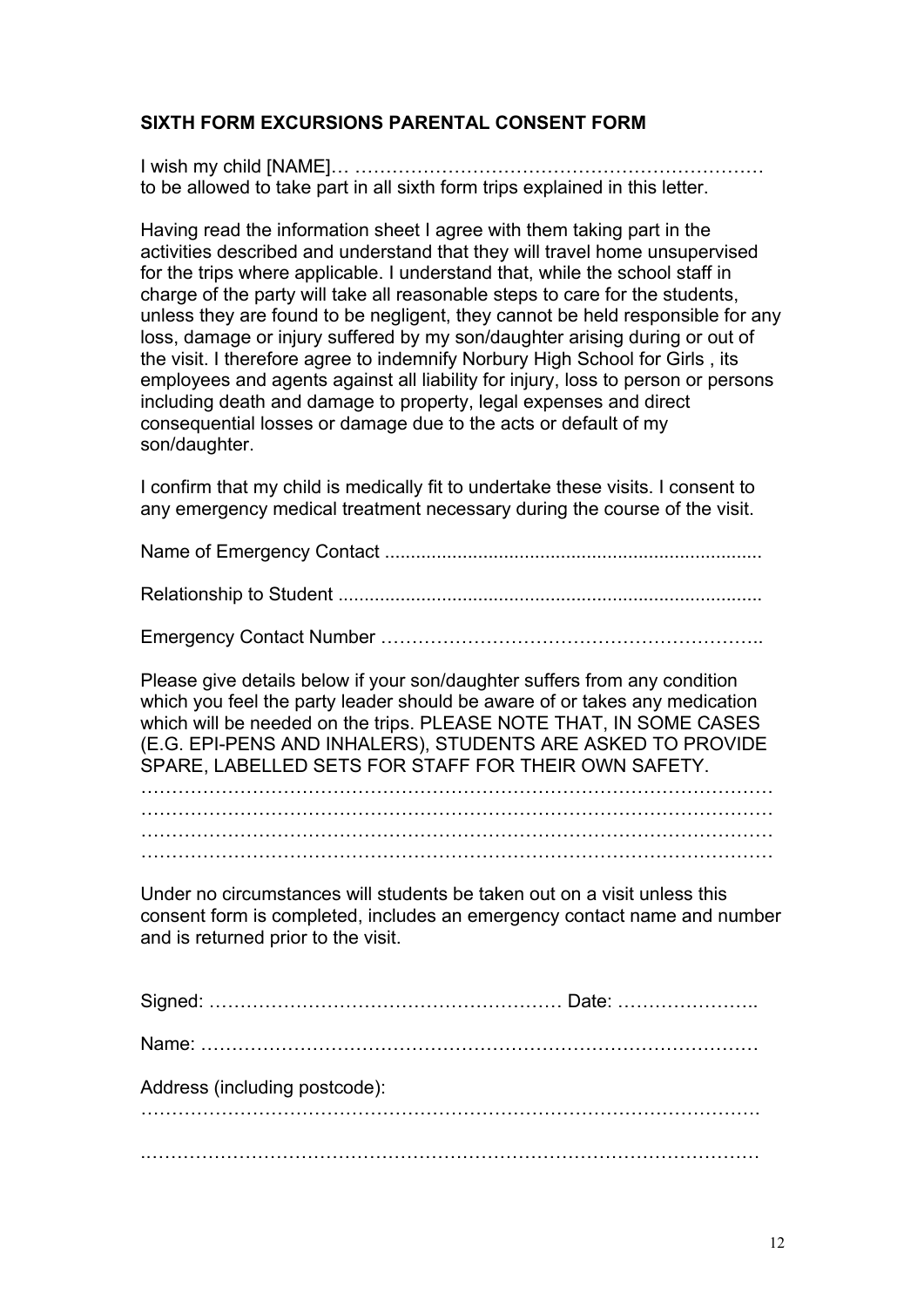**SIXTH FORM EXCURSIONS PARENTAL CONSENT FORM**

I wish my child [NAME]… …………………………………………………………
to be allowed to take part in all sixth form trips explained in this letter.

Having read the information sheet I agree with them taking part in the activities described and understand that they will travel home unsupervised for the trips where applicable. I understand that, while the school staff in charge of the party will take all reasonable steps to care for the students, unless they are found to be negligent, they cannot be held responsible for any loss, damage or injury suffered by my son/daughter arising during or out of the visit. I therefore agree to indemnify Norbury High School for Girls , its employees and agents against all liability for injury, loss to person or persons including death and damage to property, legal expenses and direct consequential losses or damage due to the acts or default of my son/daughter.

I confirm that my child is medically fit to undertake these visits. I consent to any emergency medical treatment necessary during the course of the visit.

Name of Emergency Contact ........................................................................

Relationship to Student ................................................................................

Emergency Contact Number ……………………………………………………..

Please give details below if your son/daughter suffers from any condition which you feel the party leader should be aware of or takes any medication which will be needed on the trips. PLEASE NOTE THAT, IN SOME CASES (E.G. EPI-PENS AND INHALERS), STUDENTS ARE ASKED TO PROVIDE SPARE, LABELLED SETS FOR STAFF FOR THEIR OWN SAFETY.

…………………………………………………………………………………………
…………………………………………………………………………………………
…………………………………………………………………………………………
…………………………………………………………………………………………

Under no circumstances will students be taken out on a visit unless this consent form is completed, includes an emergency contact name and number and is returned prior to the visit.

Signed: ………………………………………………… Date: …………………..

Name: ……………………………………………………………………………

Address (including postcode):
…………………………………………………………………………………………

..………………………………………………………………………………………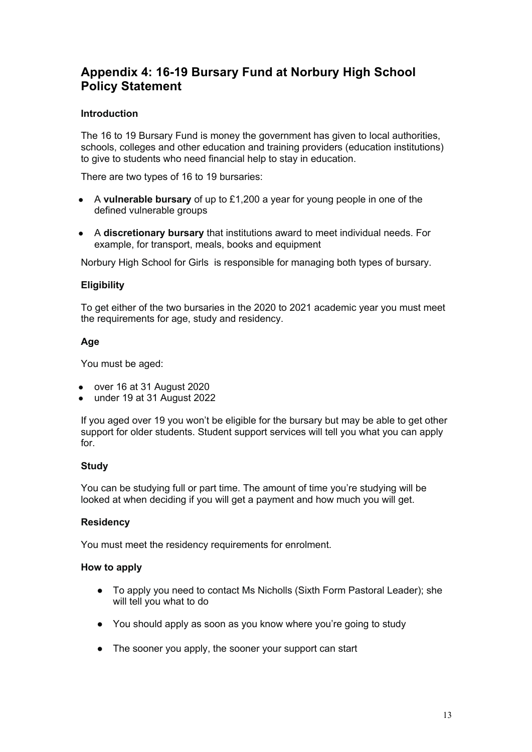## Appendix 4: 16-19 Bursary Fund at Norbury High School Policy Statement

**Introduction**

The 16 to 19 Bursary Fund is money the government has given to local authorities, schools, colleges and other education and training providers (education institutions) to give to students who need financial help to stay in education.

There are two types of 16 to 19 bursaries:

- A **vulnerable bursary** of up to £1,200 a year for young people in one of the defined vulnerable groups
- A **discretionary bursary** that institutions award to meet individual needs. For example, for transport, meals, books and equipment

Norbury High School for Girls  is responsible for managing both types of bursary.

**Eligibility**

To get either of the two bursaries in the 2020 to 2021 academic year you must meet the requirements for age, study and residency.

**Age**

You must be aged:

- over 16 at 31 August 2020
- under 19 at 31 August 2022

If you aged over 19 you won't be eligible for the bursary but may be able to get other support for older students. Student support services will tell you what you can apply for.

**Study**

You can be studying full or part time. The amount of time you're studying will be looked at when deciding if you will get a payment and how much you will get.

**Residency**

You must meet the residency requirements for enrolment.

**How to apply**

- To apply you need to contact Ms Nicholls (Sixth Form Pastoral Leader); she will tell you what to do
- You should apply as soon as you know where you're going to study
- The sooner you apply, the sooner your support can start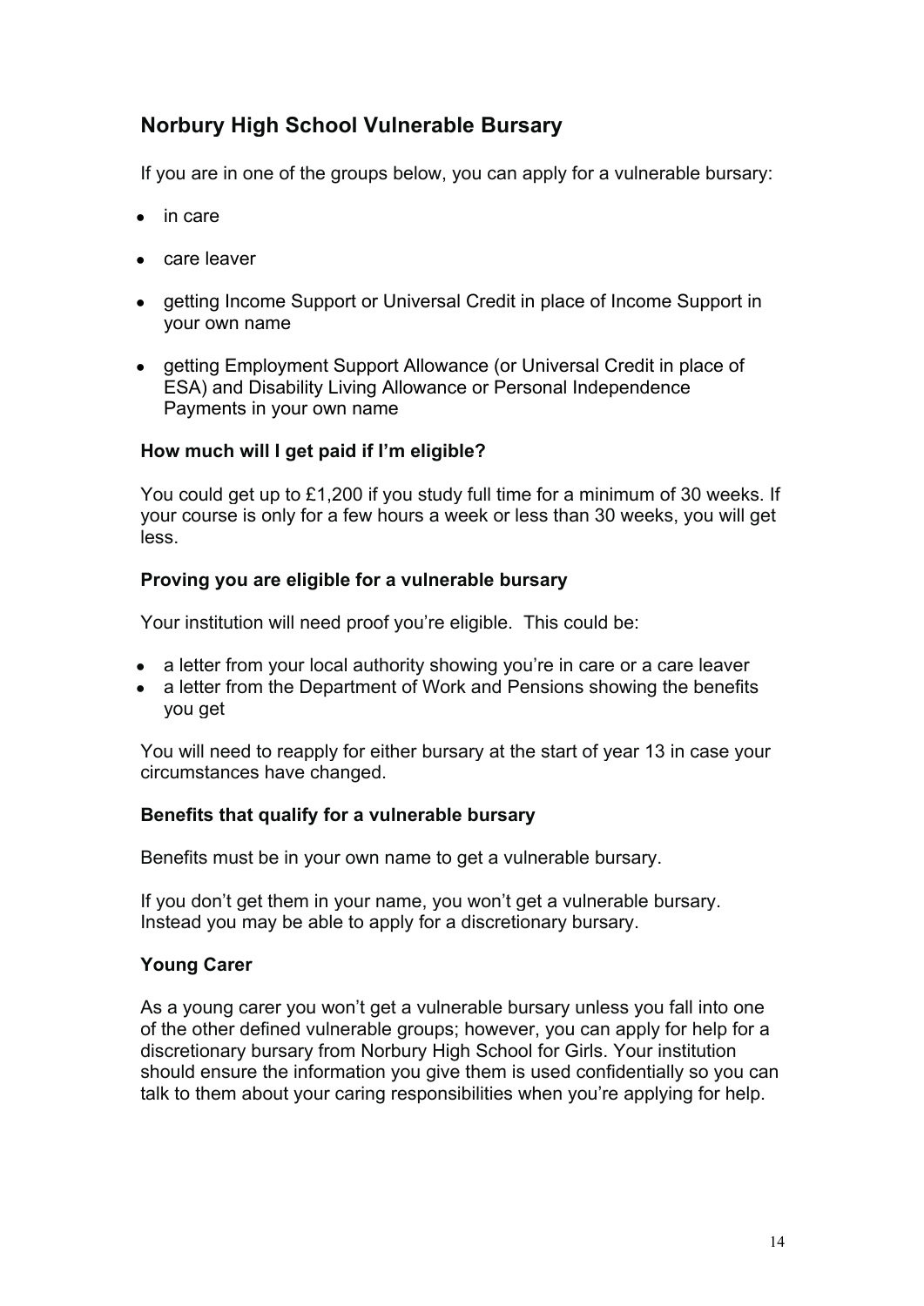## Norbury High School Vulnerable Bursary

If you are in one of the groups below, you can apply for a vulnerable bursary:

- in care
- care leaver
- getting Income Support or Universal Credit in place of Income Support in your own name
- getting Employment Support Allowance (or Universal Credit in place of ESA) and Disability Living Allowance or Personal Independence Payments in your own name

### How much will I get paid if I'm eligible?

You could get up to £1,200 if you study full time for a minimum of 30 weeks. If your course is only for a few hours a week or less than 30 weeks, you will get less.

### Proving you are eligible for a vulnerable bursary

Your institution will need proof you're eligible. This could be:

- a letter from your local authority showing you're in care or a care leaver
- a letter from the Department of Work and Pensions showing the benefits you get

You will need to reapply for either bursary at the start of year 13 in case your circumstances have changed.

### Benefits that qualify for a vulnerable bursary

Benefits must be in your own name to get a vulnerable bursary.

If you don't get them in your name, you won't get a vulnerable bursary. Instead you may be able to apply for a discretionary bursary.

### Young Carer

As a young carer you won't get a vulnerable bursary unless you fall into one of the other defined vulnerable groups; however, you can apply for help for a discretionary bursary from Norbury High School for Girls. Your institution should ensure the information you give them is used confidentially so you can talk to them about your caring responsibilities when you're applying for help.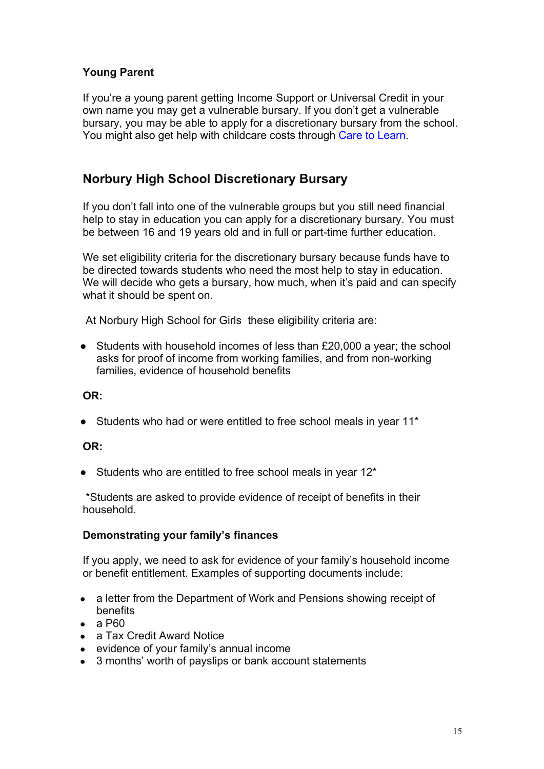### Young Parent

If you're a young parent getting Income Support or Universal Credit in your own name you may get a vulnerable bursary. If you don't get a vulnerable bursary, you may be able to apply for a discretionary bursary from the school. You might also get help with childcare costs through Care to Learn.

## Norbury High School Discretionary Bursary

If you don't fall into one of the vulnerable groups but you still need financial help to stay in education you can apply for a discretionary bursary. You must be between 16 and 19 years old and in full or part-time further education.

We set eligibility criteria for the discretionary bursary because funds have to be directed towards students who need the most help to stay in education. We will decide who gets a bursary, how much, when it's paid and can specify what it should be spent on.

At Norbury High School for Girls these eligibility criteria are:

- Students with household incomes of less than £20,000 a year; the school asks for proof of income from working families, and from non-working families, evidence of household benefits

**OR:**

- Students who had or were entitled to free school meals in year 11*

**OR:**

- Students who are entitled to free school meals in year 12*

*Students are asked to provide evidence of receipt of benefits in their household.

### Demonstrating your family's finances

If you apply, we need to ask for evidence of your family's household income or benefit entitlement. Examples of supporting documents include:

- a letter from the Department of Work and Pensions showing receipt of benefits
- a P60
- a Tax Credit Award Notice
- evidence of your family's annual income
- 3 months' worth of payslips or bank account statements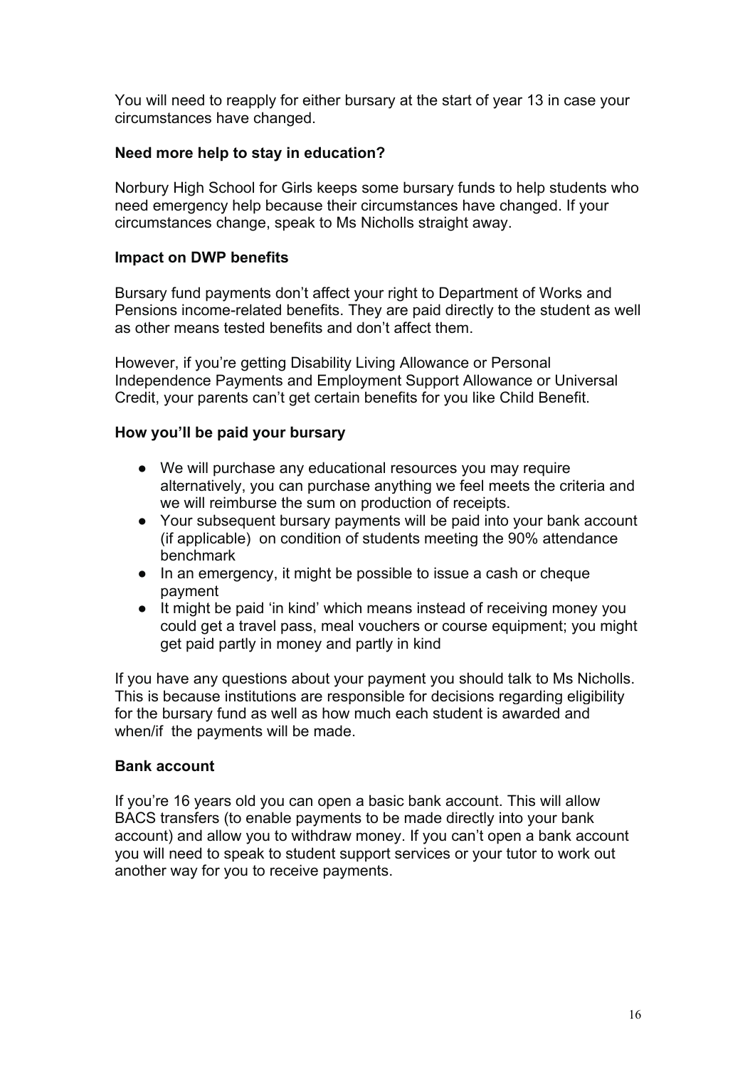You will need to reapply for either bursary at the start of year 13 in case your circumstances have changed.

### Need more help to stay in education?

Norbury High School for Girls keeps some bursary funds to help students who need emergency help because their circumstances have changed. If your circumstances change, speak to Ms Nicholls straight away.

### Impact on DWP benefits

Bursary fund payments don't affect your right to Department of Works and Pensions income-related benefits. They are paid directly to the student as well as other means tested benefits and don't affect them.

However, if you're getting Disability Living Allowance or Personal Independence Payments and Employment Support Allowance or Universal Credit, your parents can't get certain benefits for you like Child Benefit.

### How you'll be paid your bursary

- We will purchase any educational resources you may require alternatively, you can purchase anything we feel meets the criteria and we will reimburse the sum on production of receipts.
- Your subsequent bursary payments will be paid into your bank account (if applicable) on condition of students meeting the 90% attendance benchmark
- In an emergency, it might be possible to issue a cash or cheque payment
- It might be paid 'in kind' which means instead of receiving money you could get a travel pass, meal vouchers or course equipment; you might get paid partly in money and partly in kind

If you have any questions about your payment you should talk to Ms Nicholls. This is because institutions are responsible for decisions regarding eligibility for the bursary fund as well as how much each student is awarded and when/if the payments will be made.

### Bank account

If you're 16 years old you can open a basic bank account. This will allow BACS transfers (to enable payments to be made directly into your bank account) and allow you to withdraw money. If you can't open a bank account you will need to speak to student support services or your tutor to work out another way for you to receive payments.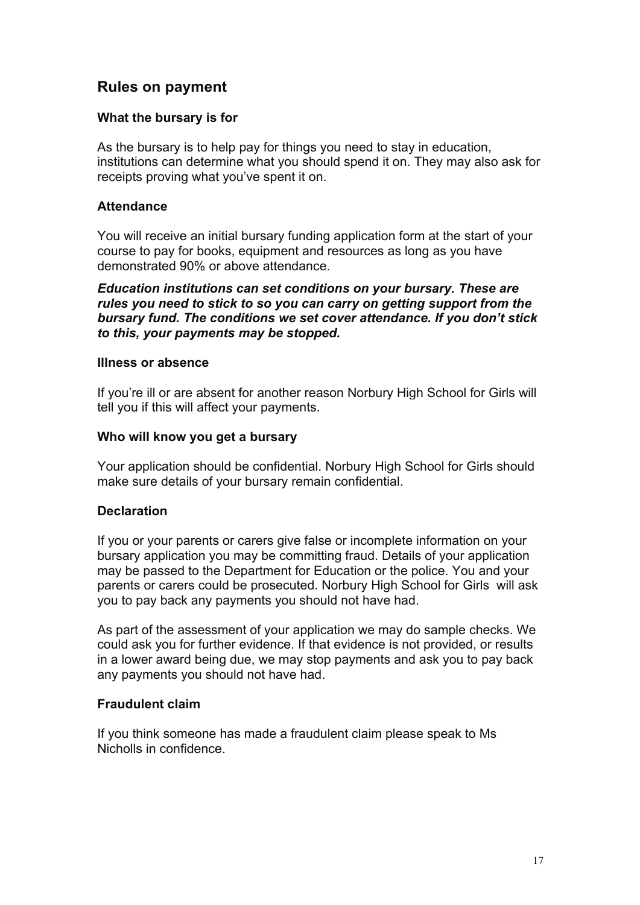## Rules on payment

### What the bursary is for

As the bursary is to help pay for things you need to stay in education, institutions can determine what you should spend it on. They may also ask for receipts proving what you've spent it on.

### Attendance

You will receive an initial bursary funding application form at the start of your course to pay for books, equipment and resources as long as you have demonstrated 90% or above attendance.

***Education institutions can set conditions on your bursary. These are rules you need to stick to so you can carry on getting support from the bursary fund. The conditions we set cover attendance. If you don't stick to this, your payments may be stopped.***

### Illness or absence

If you're ill or are absent for another reason Norbury High School for Girls will tell you if this will affect your payments.

### Who will know you get a bursary

Your application should be confidential. Norbury High School for Girls should make sure details of your bursary remain confidential.

### Declaration

If you or your parents or carers give false or incomplete information on your bursary application you may be committing fraud. Details of your application may be passed to the Department for Education or the police. You and your parents or carers could be prosecuted. Norbury High School for Girls will ask you to pay back any payments you should not have had.

As part of the assessment of your application we may do sample checks. We could ask you for further evidence. If that evidence is not provided, or results in a lower award being due, we may stop payments and ask you to pay back any payments you should not have had.

### Fraudulent claim

If you think someone has made a fraudulent claim please speak to Ms Nicholls in confidence.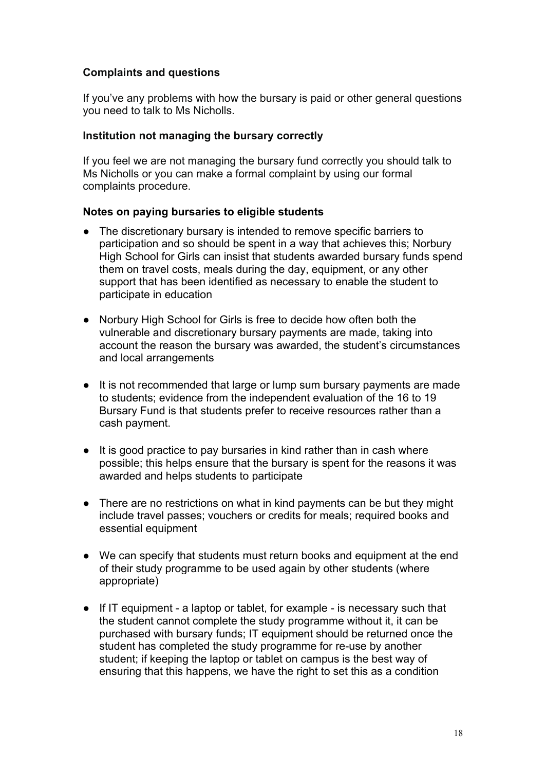### Complaints and questions

If you've any problems with how the bursary is paid or other general questions you need to talk to Ms Nicholls.

### Institution not managing the bursary correctly

If you feel we are not managing the bursary fund correctly you should talk to Ms Nicholls or you can make a formal complaint by using our formal complaints procedure.

### Notes on paying bursaries to eligible students

- The discretionary bursary is intended to remove specific barriers to participation and so should be spent in a way that achieves this; Norbury High School for Girls can insist that students awarded bursary funds spend them on travel costs, meals during the day, equipment, or any other support that has been identified as necessary to enable the student to participate in education

- Norbury High School for Girls is free to decide how often both the vulnerable and discretionary bursary payments are made, taking into account the reason the bursary was awarded, the student's circumstances and local arrangements

- It is not recommended that large or lump sum bursary payments are made to students; evidence from the independent evaluation of the 16 to 19 Bursary Fund is that students prefer to receive resources rather than a cash payment.

- It is good practice to pay bursaries in kind rather than in cash where possible; this helps ensure that the bursary is spent for the reasons it was awarded and helps students to participate

- There are no restrictions on what in kind payments can be but they might include travel passes; vouchers or credits for meals; required books and essential equipment

- We can specify that students must return books and equipment at the end of their study programme to be used again by other students (where appropriate)

- If IT equipment - a laptop or tablet, for example - is necessary such that the student cannot complete the study programme without it, it can be purchased with bursary funds; IT equipment should be returned once the student has completed the study programme for re-use by another student; if keeping the laptop or tablet on campus is the best way of ensuring that this happens, we have the right to set this as a condition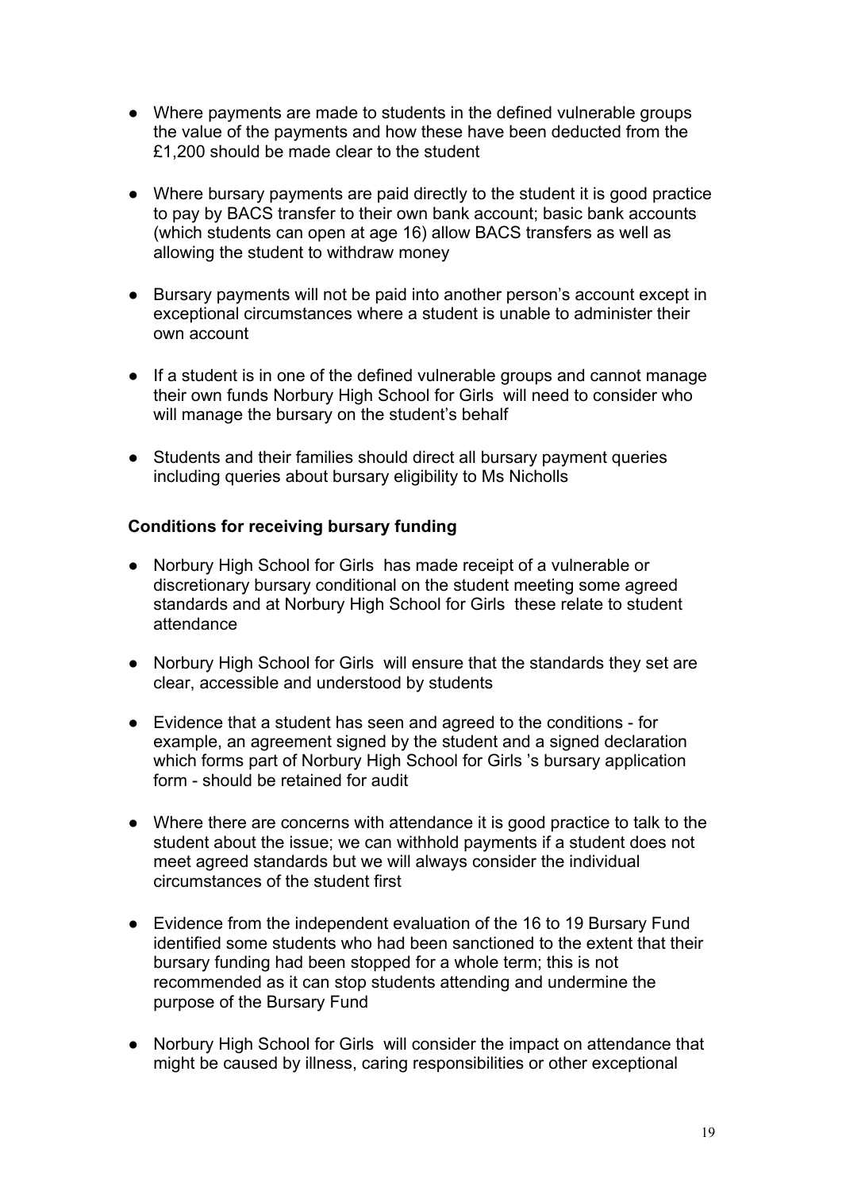- Where payments are made to students in the defined vulnerable groups the value of the payments and how these have been deducted from the £1,200 should be made clear to the student

- Where bursary payments are paid directly to the student it is good practice to pay by BACS transfer to their own bank account; basic bank accounts (which students can open at age 16) allow BACS transfers as well as allowing the student to withdraw money

- Bursary payments will not be paid into another person's account except in exceptional circumstances where a student is unable to administer their own account

- If a student is in one of the defined vulnerable groups and cannot manage their own funds Norbury High School for Girls will need to consider who will manage the bursary on the student's behalf

- Students and their families should direct all bursary payment queries including queries about bursary eligibility to Ms Nicholls

**Conditions for receiving bursary funding**

- Norbury High School for Girls has made receipt of a vulnerable or discretionary bursary conditional on the student meeting some agreed standards and at Norbury High School for Girls these relate to student attendance

- Norbury High School for Girls will ensure that the standards they set are clear, accessible and understood by students

- Evidence that a student has seen and agreed to the conditions - for example, an agreement signed by the student and a signed declaration which forms part of Norbury High School for Girls 's bursary application form - should be retained for audit

- Where there are concerns with attendance it is good practice to talk to the student about the issue; we can withhold payments if a student does not meet agreed standards but we will always consider the individual circumstances of the student first

- Evidence from the independent evaluation of the 16 to 19 Bursary Fund identified some students who had been sanctioned to the extent that their bursary funding had been stopped for a whole term; this is not recommended as it can stop students attending and undermine the purpose of the Bursary Fund

- Norbury High School for Girls will consider the impact on attendance that might be caused by illness, caring responsibilities or other exceptional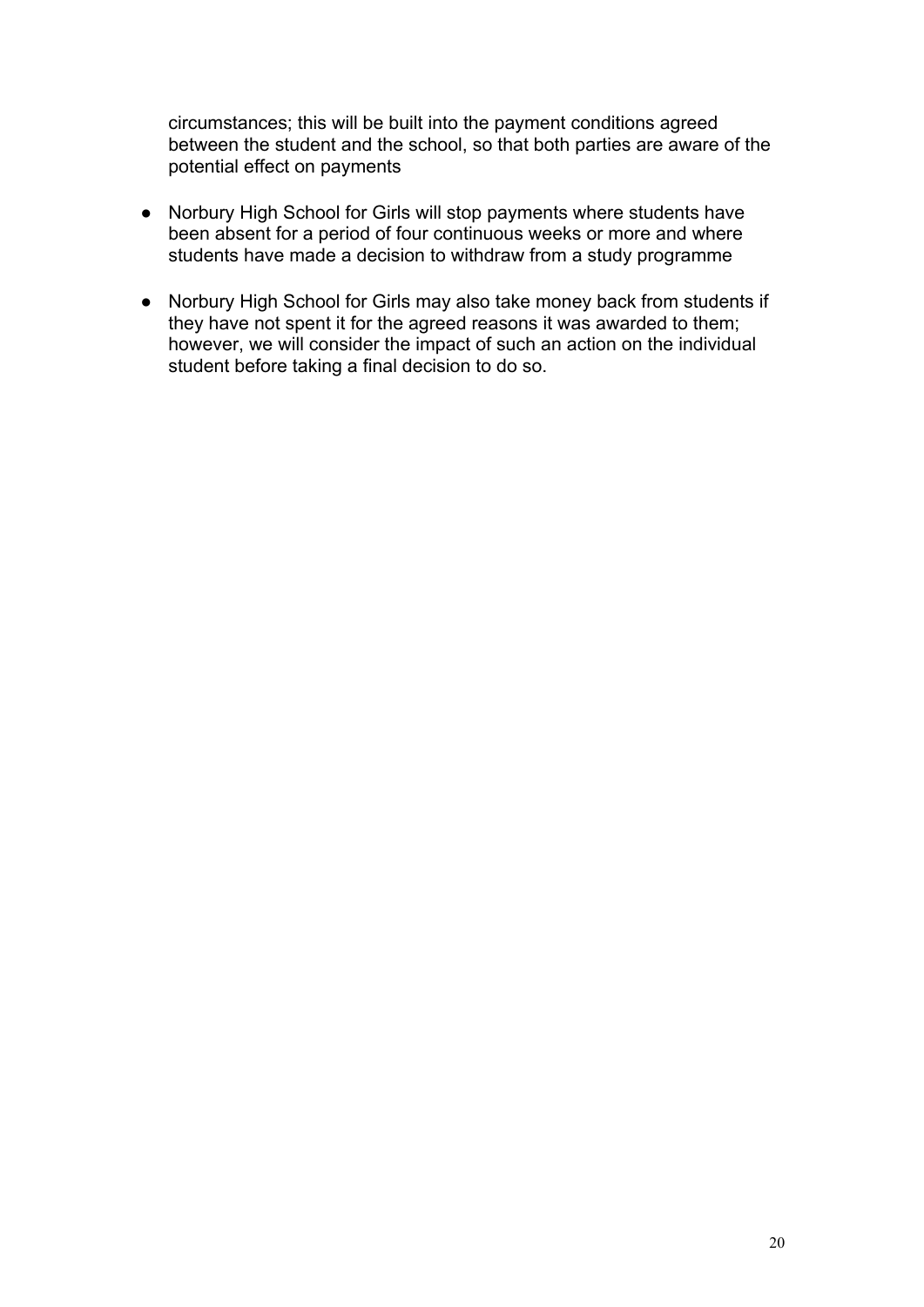circumstances; this will be built into the payment conditions agreed between the student and the school, so that both parties are aware of the potential effect on payments

- Norbury High School for Girls will stop payments where students have been absent for a period of four continuous weeks or more and where students have made a decision to withdraw from a study programme
- Norbury High School for Girls may also take money back from students if they have not spent it for the agreed reasons it was awarded to them; however, we will consider the impact of such an action on the individual student before taking a final decision to do so.